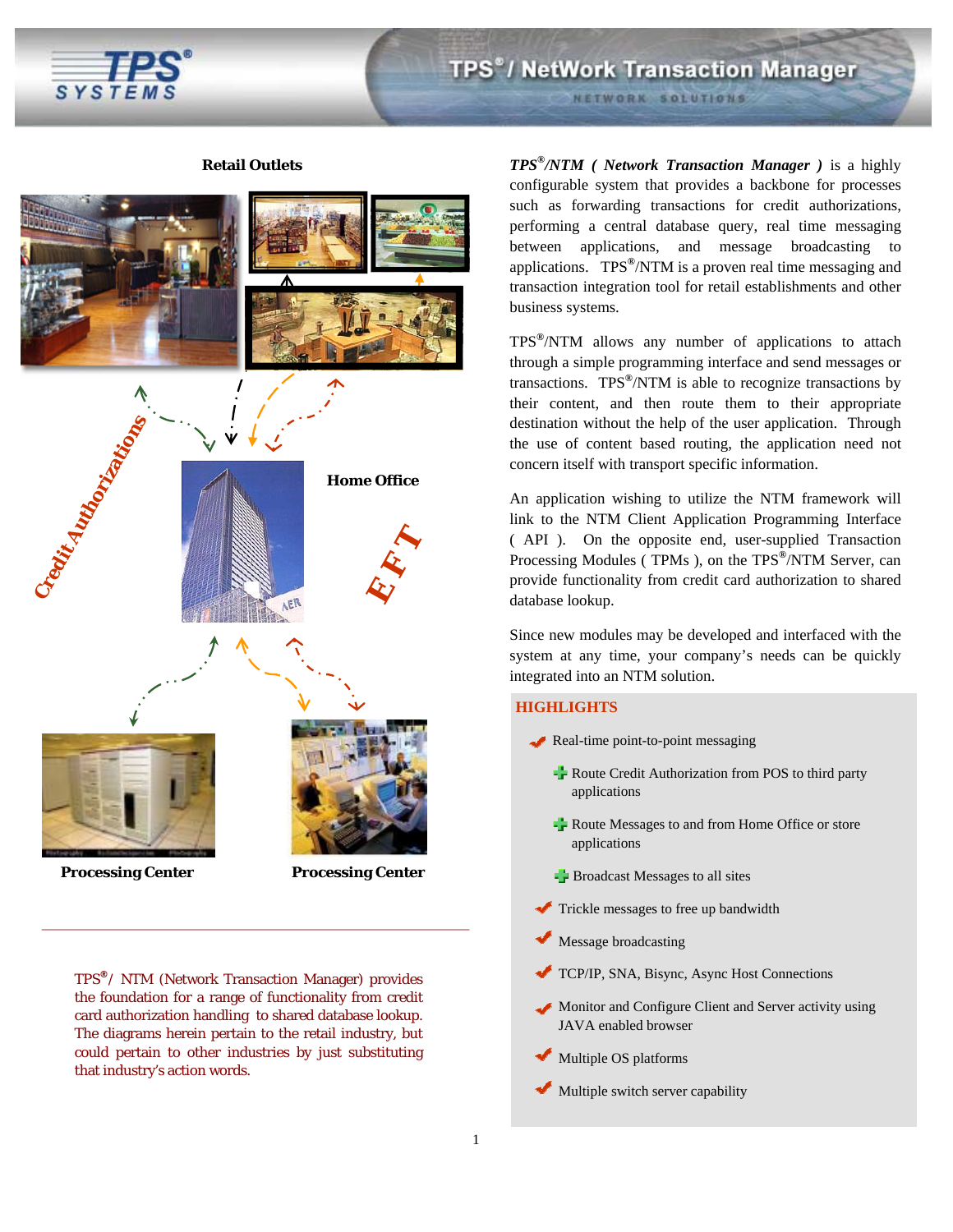# TPS®/ NetWork Transaction Manager

NETWORK SOLUTIONS

Retail Outlets

Credit Authorizations

Home Office

EFT

Processing Center

Processing Center

TPS®/ NTM (Network Transaction Manager) provides the foundation for a range of functionality from credit card authorization handling to shared database lookup. The diagrams herein pertain to the retail industry, but could pertain to other industries by just substituting that industry's action words.

***TPS®/NTM ( Network Transaction Manager )*** is a highly configurable system that provides a backbone for processes such as forwarding transactions for credit authorizations, performing a central database query, real time messaging between applications, and message broadcasting to applications. TPS®/NTM is a proven real time messaging and transaction integration tool for retail establishments and other business systems.

TPS®/NTM allows any number of applications to attach through a simple programming interface and send messages or transactions. TPS®/NTM is able to recognize transactions by their content, and then route them to their appropriate destination without the help of the user application. Through the use of content based routing, the application need not concern itself with transport specific information.

An application wishing to utilize the NTM framework will link to the NTM Client Application Programming Interface ( API ). On the opposite end, user-supplied Transaction Processing Modules ( TPMs ), on the TPS®/NTM Server, can provide functionality from credit card authorization to shared database lookup.

Since new modules may be developed and interfaced with the system at any time, your company's needs can be quickly integrated into an NTM solution.

## HIGHLIGHTS

- Real-time point-to-point messaging
  - Route Credit Authorization from POS to third party applications
  - Route Messages to and from Home Office or store applications
  - Broadcast Messages to all sites
- Trickle messages to free up bandwidth
- Message broadcasting
- TCP/IP, SNA, Bisync, Async Host Connections
- Monitor and Configure Client and Server activity using JAVA enabled browser
- Multiple OS platforms
- Multiple switch server capability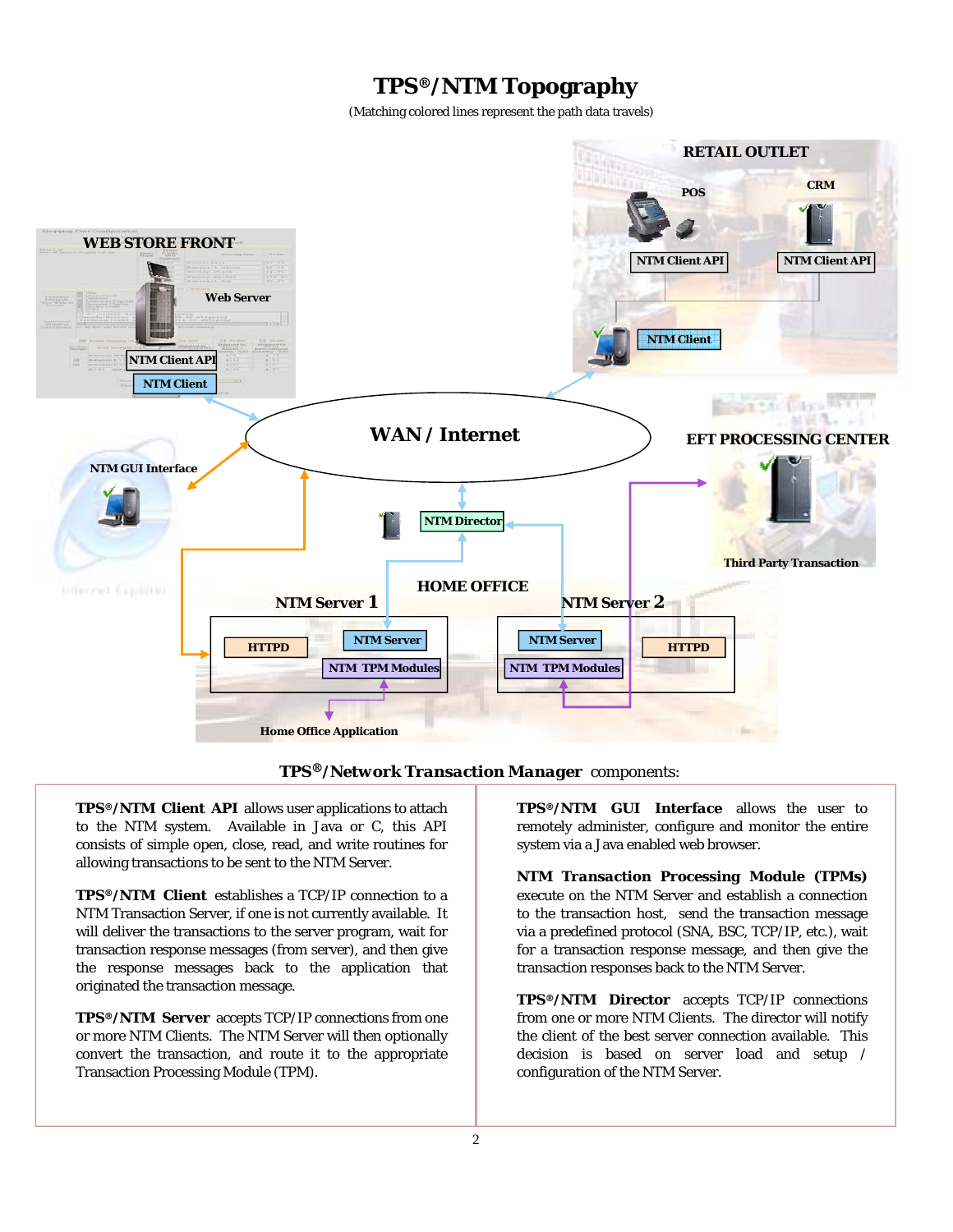# TPS®/NTM Topography

(Matching colored lines represent the path data travels)

RETAIL OUTLET

POS

CRM

NTM Client API

NTM Client API

NTM Client

WEB STORE FRONT

Web Server

NTM Client API

NTM Client

WAN / Internet

NTM GUI Interface

EFT PROCESSING CENTER

Third Party Transaction

NTM Director

HOME OFFICE

NTM Server 1

NTM Server 2

HTTPD

NTM Server

NTM TPM Modules

NTM Server

NTM TPM Modules

HTTPD

Home Office Application

## TPS®/Network Transaction Manager components:

**TPS®/NTM Client API** allows user applications to attach to the NTM system. Available in Java or C, this API consists of simple open, close, read, and write routines for allowing transactions to be sent to the NTM Server.

**TPS®/NTM Client** establishes a TCP/IP connection to a NTM Transaction Server, if one is not currently available. It will deliver the transactions to the server program, wait for transaction response messages (from server), and then give the response messages back to the application that originated the transaction message.

**TPS®/NTM Server** accepts TCP/IP connections from one or more NTM Clients. The NTM Server will then optionally convert the transaction, and route it to the appropriate Transaction Processing Module (TPM).

**TPS®/NTM GUI Interface** allows the user to remotely administer, configure and monitor the entire system via a Java enabled web browser.

**NTM Transaction Processing Module (TPMs)** execute on the NTM Server and establish a connection to the transaction host, send the transaction message via a predefined protocol (SNA, BSC, TCP/IP, etc.), wait for a transaction response message, and then give the transaction responses back to the NTM Server.

**TPS®/NTM Director** accepts TCP/IP connections from one or more NTM Clients. The director will notify the client of the best server connection available. This decision is based on server load and setup / configuration of the NTM Server.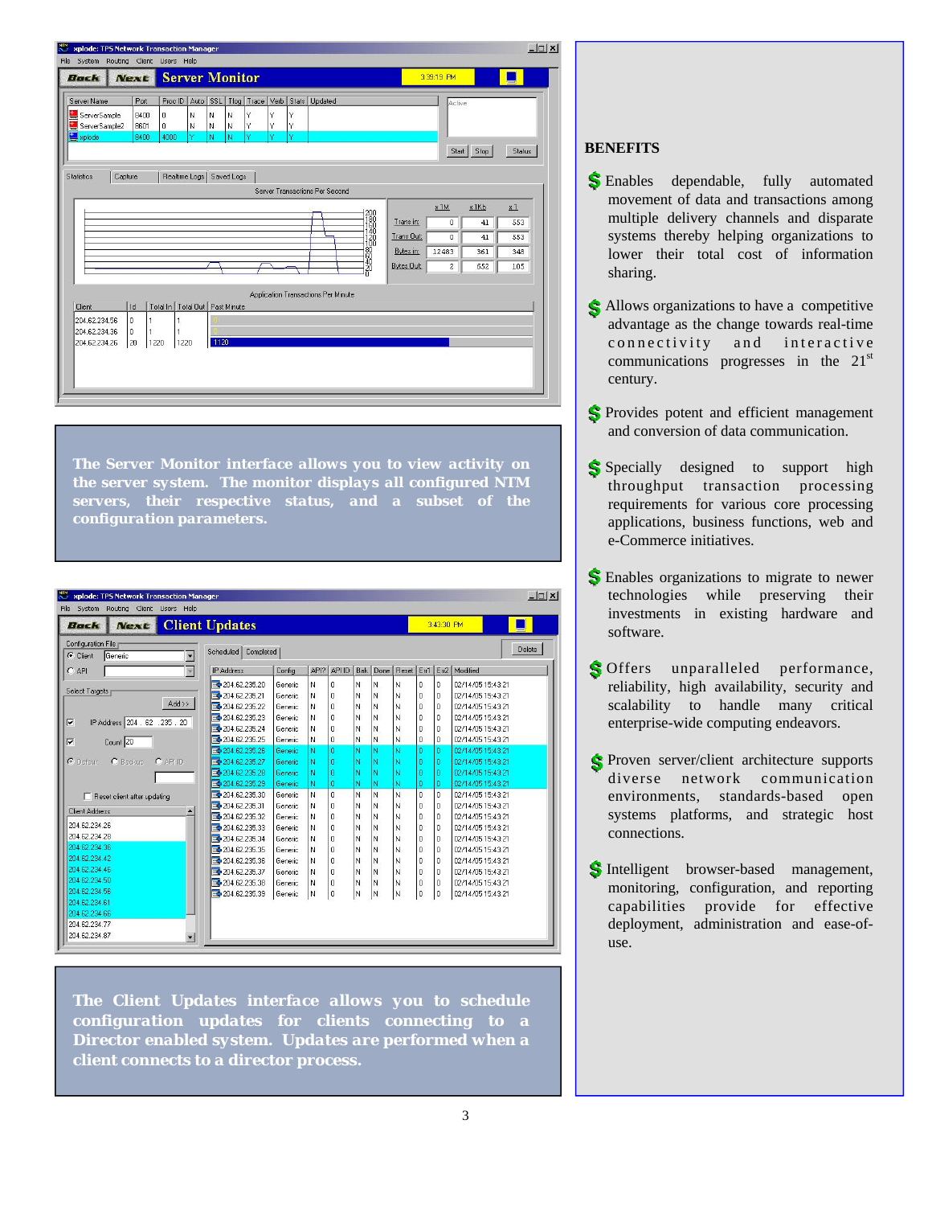The Server Monitor interface allows you to view activity on the server system. The monitor displays all configured NTM servers, their respective status, and a subset of the configuration parameters.

The Client Updates interface allows you to schedule configuration updates for clients connecting to a Director enabled system. Updates are performed when a client connects to a director process.

## BENEFITS

- Enables dependable, fully automated movement of data and transactions among multiple delivery channels and disparate systems thereby helping organizations to lower their total cost of information sharing.
- Allows organizations to have a competitive advantage as the change towards real-time connectivity and interactive communications progresses in the 21st century.
- Provides potent and efficient management and conversion of data communication.
- Specially designed to support high throughput transaction processing requirements for various core processing applications, business functions, web and e-Commerce initiatives.
- Enables organizations to migrate to newer technologies while preserving their investments in existing hardware and software.
- Offers unparalleled performance, reliability, high availability, security and scalability to handle many critical enterprise-wide computing endeavors.
- Proven server/client architecture supports diverse network communication environments, standards-based open systems platforms, and strategic host connections.
- Intelligent browser-based management, monitoring, configuration, and reporting capabilities provide for effective deployment, administration and ease-of-use.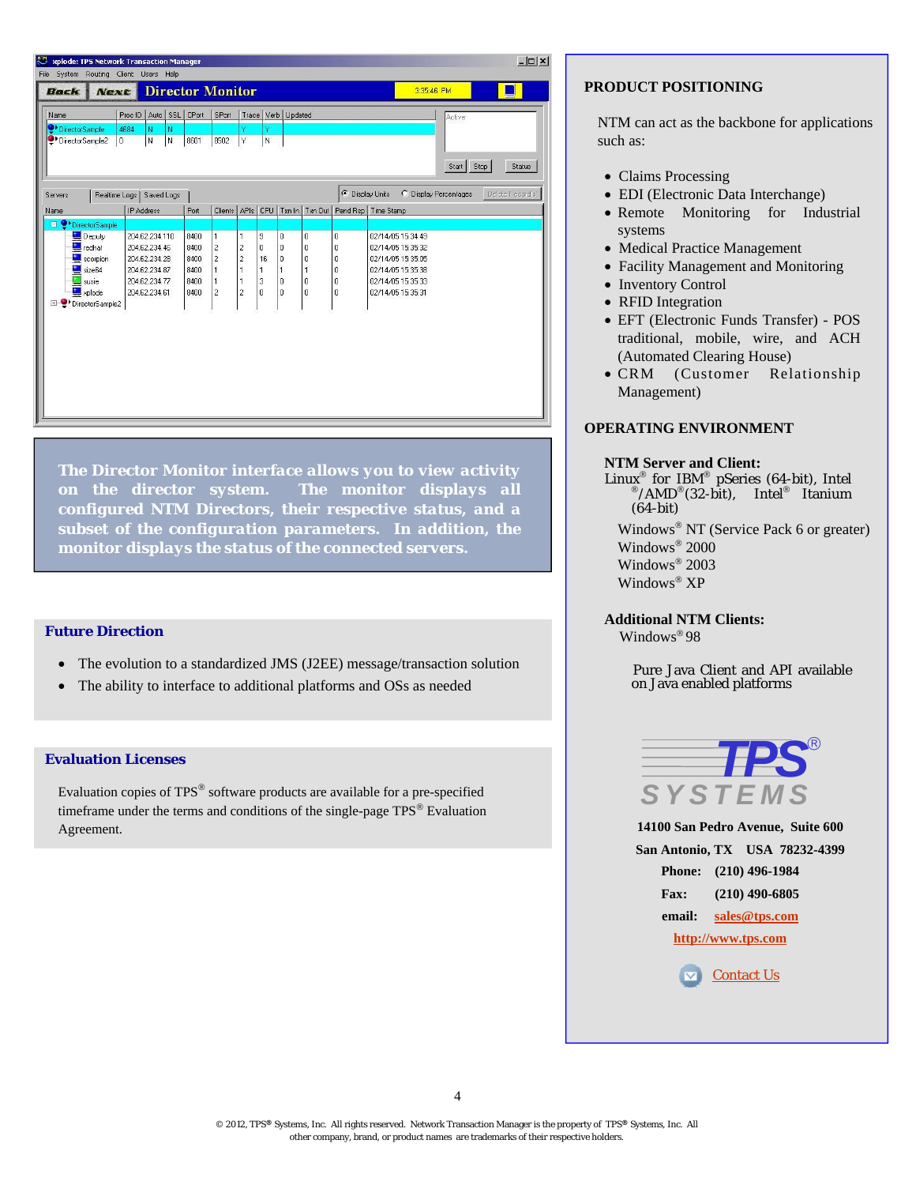The Director Monitor interface allows you to view activity on the director system. The monitor displays all configured NTM Directors, their respective status, and a subset of the configuration parameters. In addition, the monitor displays the status of the connected servers.

## Future Direction

- The evolution to a standardized JMS (J2EE) message/transaction solution
- The ability to interface to additional platforms and OSs as needed

## Evaluation Licenses

Evaluation copies of TPS® software products are available for a pre-specified timeframe under the terms and conditions of the single-page TPS® Evaluation Agreement.

## PRODUCT POSITIONING

NTM can act as the backbone for applications such as:

- Claims Processing
- EDI (Electronic Data Interchange)
- Remote Monitoring for Industrial systems
- Medical Practice Management
- Facility Management and Monitoring
- Inventory Control
- RFID Integration
- EFT (Electronic Funds Transfer) - POS traditional, mobile, wire, and ACH (Automated Clearing House)
- CRM (Customer Relationship Management)

## OPERATING ENVIRONMENT

**NTM Server and Client:**

Linux® for IBM® pSeries (64-bit), Intel®/AMD®(32-bit), Intel® Itanium (64-bit)

Windows® NT (Service Pack 6 or greater)
Windows® 2000
Windows® 2003
Windows® XP

**Additional NTM Clients:**

Windows® 98

Pure Java Client and API available on Java enabled platforms

TPS® SYSTEMS

**14100 San Pedro Avenue, Suite 600**
**San Antonio, TX USA 78232-4399**
**Phone: (210) 496-1984**
**Fax: (210) 490-6805**
**email: sales@tps.com**
**http://www.tps.com**

Contact Us

© 2012, TPS® Systems, Inc. All rights reserved. Network Transaction Manager is the property of TPS® Systems, Inc. All other company, brand, or product names are trademarks of their respective holders.